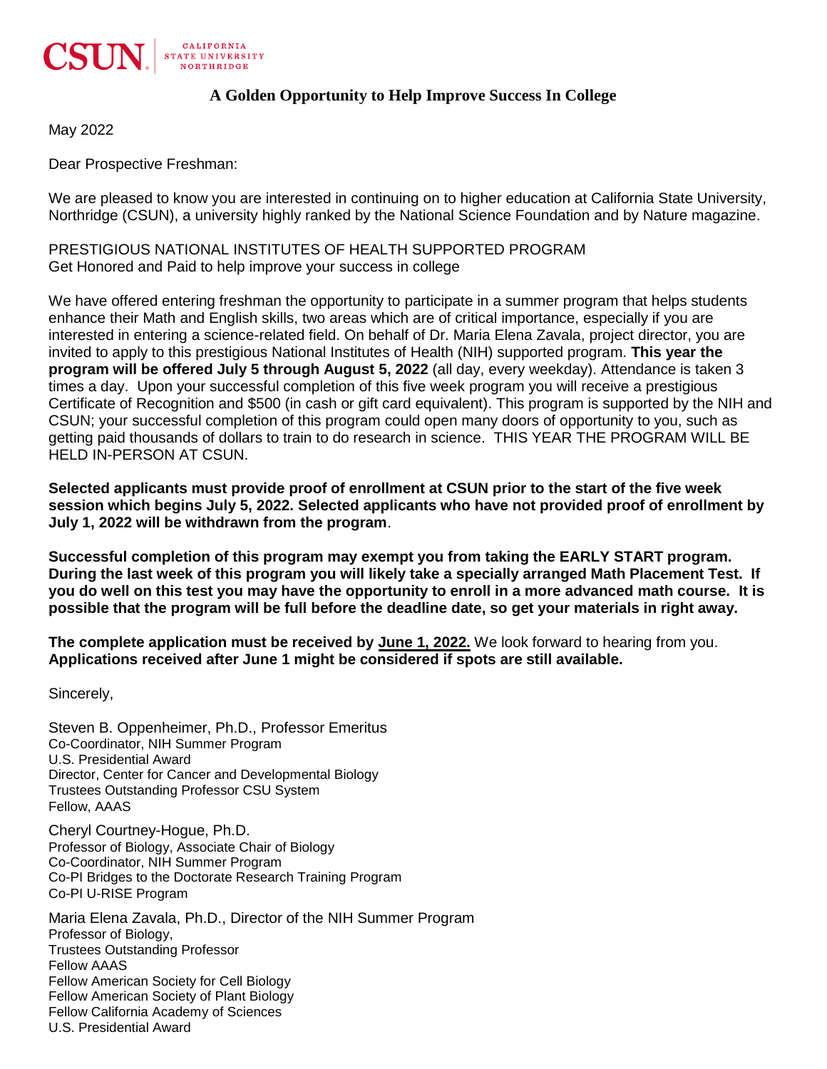CSUN | CALIFORNIA STATE UNIVERSITY NORTHRIDGE

## A Golden Opportunity to Help Improve Success In College

May 2022

Dear Prospective Freshman:

We are pleased to know you are interested in continuing on to higher education at California State University, Northridge (CSUN), a university highly ranked by the National Science Foundation and by Nature magazine.

PRESTIGIOUS NATIONAL INSTITUTES OF HEALTH SUPPORTED PROGRAM
Get Honored and Paid to help improve your success in college

We have offered entering freshman the opportunity to participate in a summer program that helps students enhance their Math and English skills, two areas which are of critical importance, especially if you are interested in entering a science-related field. On behalf of Dr. Maria Elena Zavala, project director, you are invited to apply to this prestigious National Institutes of Health (NIH) supported program. **This year the program will be offered July 5 through August 5, 2022** (all day, every weekday). Attendance is taken 3 times a day. Upon your successful completion of this five week program you will receive a prestigious Certificate of Recognition and $500 (in cash or gift card equivalent). This program is supported by the NIH and CSUN; your successful completion of this program could open many doors of opportunity to you, such as getting paid thousands of dollars to train to do research in science. THIS YEAR THE PROGRAM WILL BE HELD IN-PERSON AT CSUN.

**Selected applicants must provide proof of enrollment at CSUN prior to the start of the five week session which begins July 5, 2022. Selected applicants who have not provided proof of enrollment by July 1, 2022 will be withdrawn from the program**.

**Successful completion of this program may exempt you from taking the EARLY START program. During the last week of this program you will likely take a specially arranged Math Placement Test. If you do well on this test you may have the opportunity to enroll in a more advanced math course. It is possible that the program will be full before the deadline date, so get your materials in right away.**

**The complete application must be received by <u>June 1, 2022.</u>** We look forward to hearing from you. **Applications received after June 1 might be considered if spots are still available.**

Sincerely,

Steven B. Oppenheimer, Ph.D., Professor Emeritus
Co-Coordinator, NIH Summer Program
U.S. Presidential Award
Director, Center for Cancer and Developmental Biology
Trustees Outstanding Professor CSU System
Fellow, AAAS

Cheryl Courtney-Hogue, Ph.D.
Professor of Biology, Associate Chair of Biology
Co-Coordinator, NIH Summer Program
Co-PI Bridges to the Doctorate Research Training Program
Co-PI U-RISE Program

Maria Elena Zavala, Ph.D., Director of the NIH Summer Program
Professor of Biology,
Trustees Outstanding Professor
Fellow AAAS
Fellow American Society for Cell Biology
Fellow American Society of Plant Biology
Fellow California Academy of Sciences
U.S. Presidential Award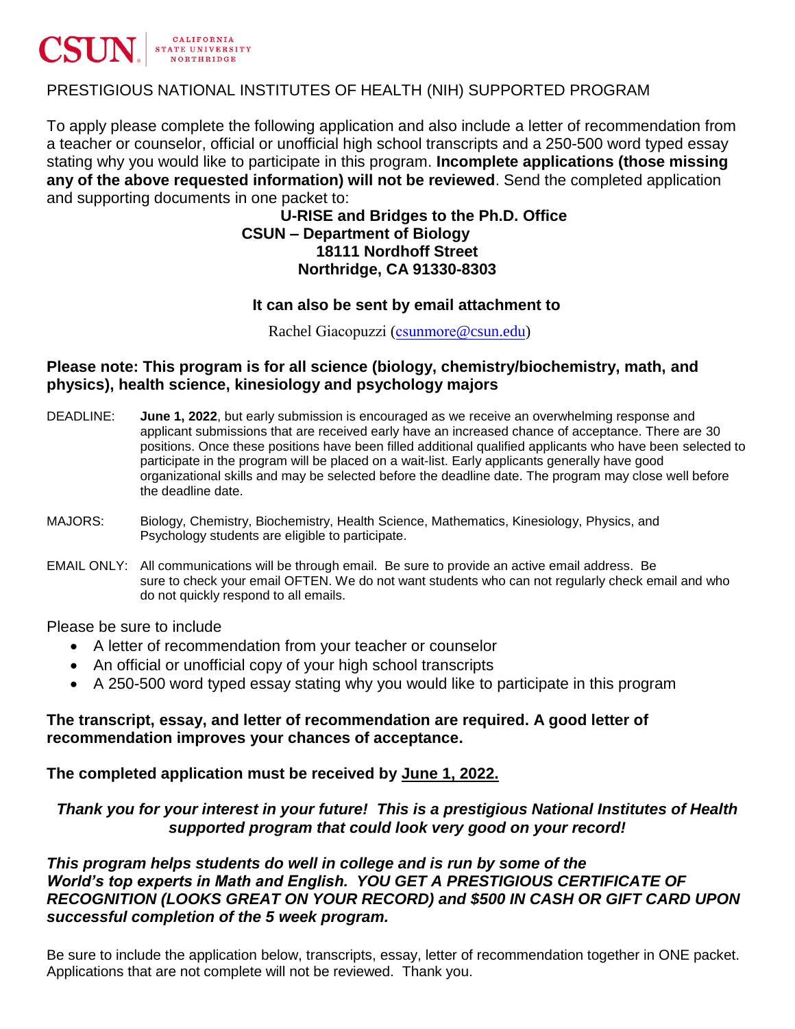CSUN | CALIFORNIA STATE UNIVERSITY NORTHRIDGE

PRESTIGIOUS NATIONAL INSTITUTES OF HEALTH (NIH) SUPPORTED PROGRAM

To apply please complete the following application and also include a letter of recommendation from a teacher or counselor, official or unofficial high school transcripts and a 250-500 word typed essay stating why you would like to participate in this program. **Incomplete applications (those missing any of the above requested information) will not be reviewed**. Send the completed application and supporting documents in one packet to:

**U-RISE and Bridges to the Ph.D. Office**
**CSUN – Department of Biology**
**18111 Nordhoff Street**
**Northridge, CA 91330-8303**

**It can also be sent by email attachment to**

Rachel Giacopuzzi (csunmore@csun.edu)

**Please note: This program is for all science (biology, chemistry/biochemistry, math, and physics), health science, kinesiology and psychology majors**

DEADLINE: **June 1, 2022**, but early submission is encouraged as we receive an overwhelming response and applicant submissions that are received early have an increased chance of acceptance. There are 30 positions. Once these positions have been filled additional qualified applicants who have been selected to participate in the program will be placed on a wait-list. Early applicants generally have good organizational skills and may be selected before the deadline date. The program may close well before the deadline date.

MAJORS: Biology, Chemistry, Biochemistry, Health Science, Mathematics, Kinesiology, Physics, and Psychology students are eligible to participate.

EMAIL ONLY: All communications will be through email. Be sure to provide an active email address. Be sure to check your email OFTEN. We do not want students who can not regularly check email and who do not quickly respond to all emails.

Please be sure to include

- A letter of recommendation from your teacher or counselor
- An official or unofficial copy of your high school transcripts
- A 250-500 word typed essay stating why you would like to participate in this program

**The transcript, essay, and letter of recommendation are required. A good letter of recommendation improves your chances of acceptance.**

**The completed application must be received by June 1, 2022.**

***Thank you for your interest in your future! This is a prestigious National Institutes of Health supported program that could look very good on your record!***

***This program helps students do well in college and is run by some of the World's top experts in Math and English. YOU GET A PRESTIGIOUS CERTIFICATE OF RECOGNITION (LOOKS GREAT ON YOUR RECORD) and $500 IN CASH OR GIFT CARD UPON successful completion of the 5 week program.***

Be sure to include the application below, transcripts, essay, letter of recommendation together in ONE packet. Applications that are not complete will not be reviewed. Thank you.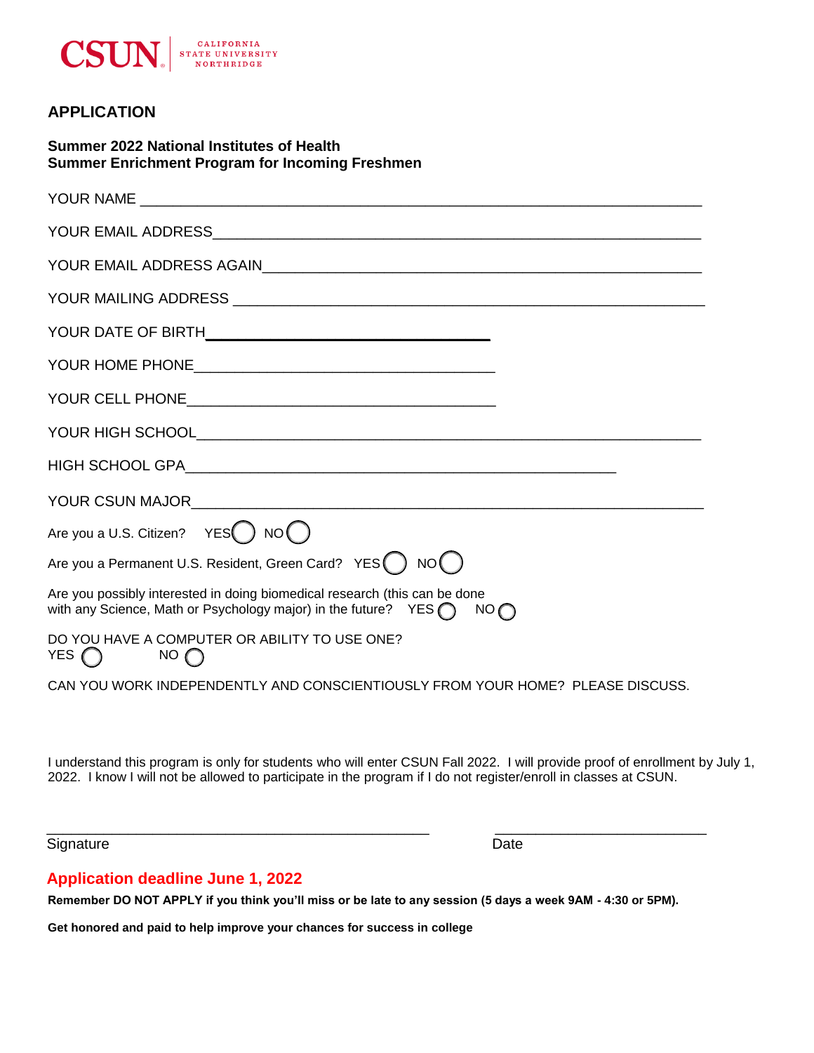CSUN | CALIFORNIA STATE UNIVERSITY NORTHRIDGE

## APPLICATION

**Summer 2022 National Institutes of Health**
**Summer Enrichment Program for Incoming Freshmen**

YOUR NAME ________________________________________________________________

YOUR EMAIL ADDRESS_________________________________________________________

YOUR EMAIL ADDRESS AGAIN____________________________________________________

YOUR MAILING ADDRESS ______________________________________________________

YOUR DATE OF BIRTH_______________________________

YOUR HOME PHONE_________________________________

YOUR CELL PHONE__________________________________

YOUR HIGH SCHOOL_________________________________________________________

HIGH SCHOOL GPA_______________________________________________

YOUR CSUN MAJOR_________________________________________________________

Are you a U.S. Citizen? YES ◯ NO ◯

Are you a Permanent U.S. Resident, Green Card? YES ◯ NO ◯

Are you possibly interested in doing biomedical research (this can be done with any Science, Math or Psychology major) in the future? YES ◯ NO ◯

DO YOU HAVE A COMPUTER OR ABILITY TO USE ONE?
YES ◯ NO ◯

CAN YOU WORK INDEPENDENTLY AND CONSCIENTIOUSLY FROM YOUR HOME? PLEASE DISCUSS.

I understand this program is only for students who will enter CSUN Fall 2022. I will provide proof of enrollment by July 1, 2022. I know I will not be allowed to participate in the program if I do not register/enroll in classes at CSUN.

_________________________________________ ________________________

Signature Date

**Application deadline June 1, 2022**

**Remember DO NOT APPLY if you think you'll miss or be late to any session (5 days a week 9AM - 4:30 or 5PM).**

**Get honored and paid to help improve your chances for success in college**